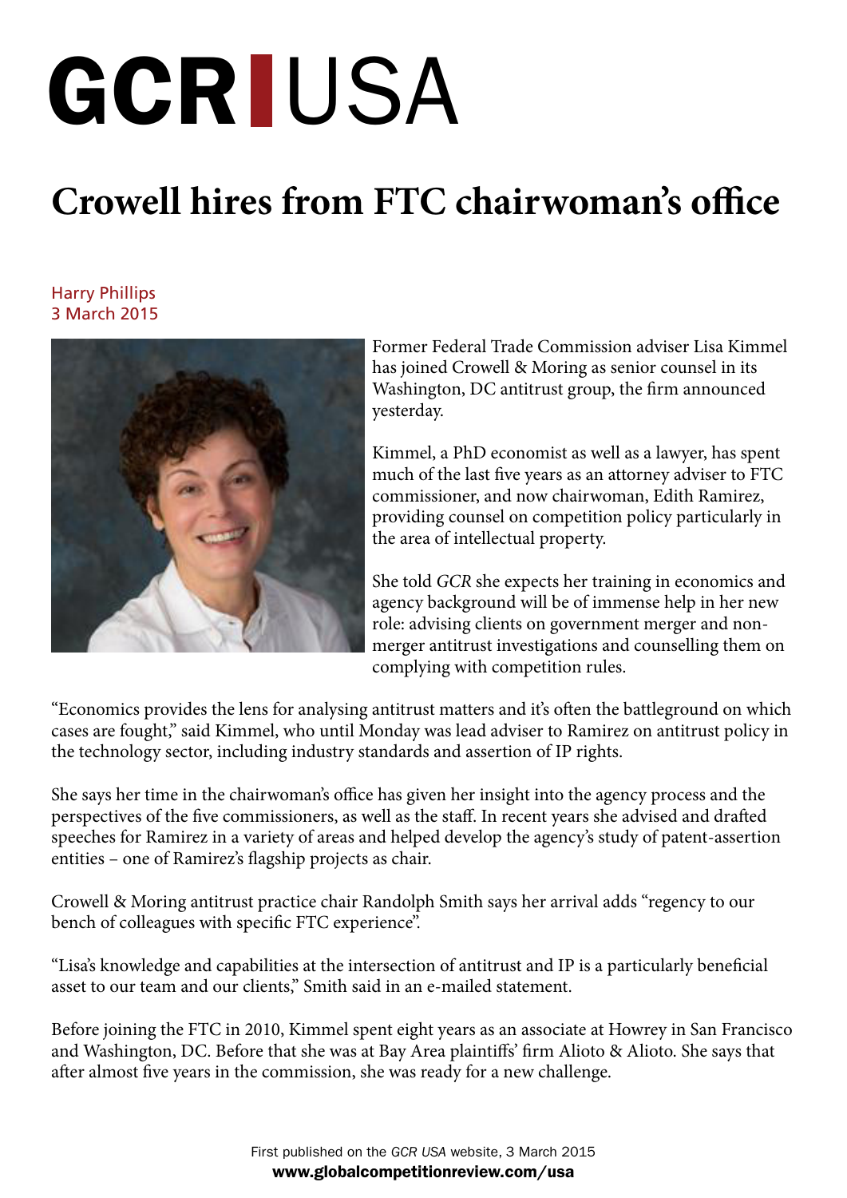# GCR | USA

# Crowell hires from FTC chairwoman's office

Harry Phillips
3 March 2015

Former Federal Trade Commission adviser Lisa Kimmel has joined Crowell & Moring as senior counsel in its Washington, DC antitrust group, the firm announced yesterday.

Kimmel, a PhD economist as well as a lawyer, has spent much of the last five years as an attorney adviser to FTC commissioner, and now chairwoman, Edith Ramirez, providing counsel on competition policy particularly in the area of intellectual property.

She told *GCR* she expects her training in economics and agency background will be of immense help in her new role: advising clients on government merger and non-merger antitrust investigations and counselling them on complying with competition rules.

"Economics provides the lens for analysing antitrust matters and it's often the battleground on which cases are fought," said Kimmel, who until Monday was lead adviser to Ramirez on antitrust policy in the technology sector, including industry standards and assertion of IP rights.

She says her time in the chairwoman's office has given her insight into the agency process and the perspectives of the five commissioners, as well as the staff. In recent years she advised and drafted speeches for Ramirez in a variety of areas and helped develop the agency's study of patent-assertion entities – one of Ramirez's flagship projects as chair.

Crowell & Moring antitrust practice chair Randolph Smith says her arrival adds "regency to our bench of colleagues with specific FTC experience".

"Lisa's knowledge and capabilities at the intersection of antitrust and IP is a particularly beneficial asset to our team and our clients," Smith said in an e-mailed statement.

Before joining the FTC in 2010, Kimmel spent eight years as an associate at Howrey in San Francisco and Washington, DC. Before that she was at Bay Area plaintiffs' firm Alioto & Alioto. She says that after almost five years in the commission, she was ready for a new challenge.

First published on the *GCR USA* website, 3 March 2015
**www.globalcompetitionreview.com/usa**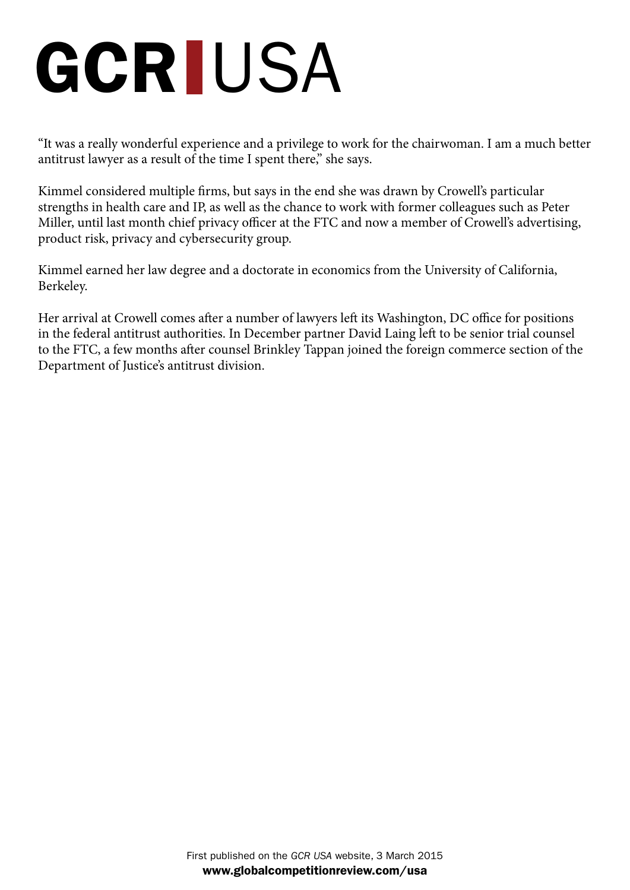"It was a really wonderful experience and a privilege to work for the chairwoman. I am a much better antitrust lawyer as a result of the time I spent there," she says.

Kimmel considered multiple firms, but says in the end she was drawn by Crowell's particular strengths in health care and IP, as well as the chance to work with former colleagues such as Peter Miller, until last month chief privacy officer at the FTC and now a member of Crowell's advertising, product risk, privacy and cybersecurity group.

Kimmel earned her law degree and a doctorate in economics from the University of California, Berkeley.

Her arrival at Crowell comes after a number of lawyers left its Washington, DC office for positions in the federal antitrust authorities. In December partner David Laing left to be senior trial counsel to the FTC, a few months after counsel Brinkley Tappan joined the foreign commerce section of the Department of Justice's antitrust division.